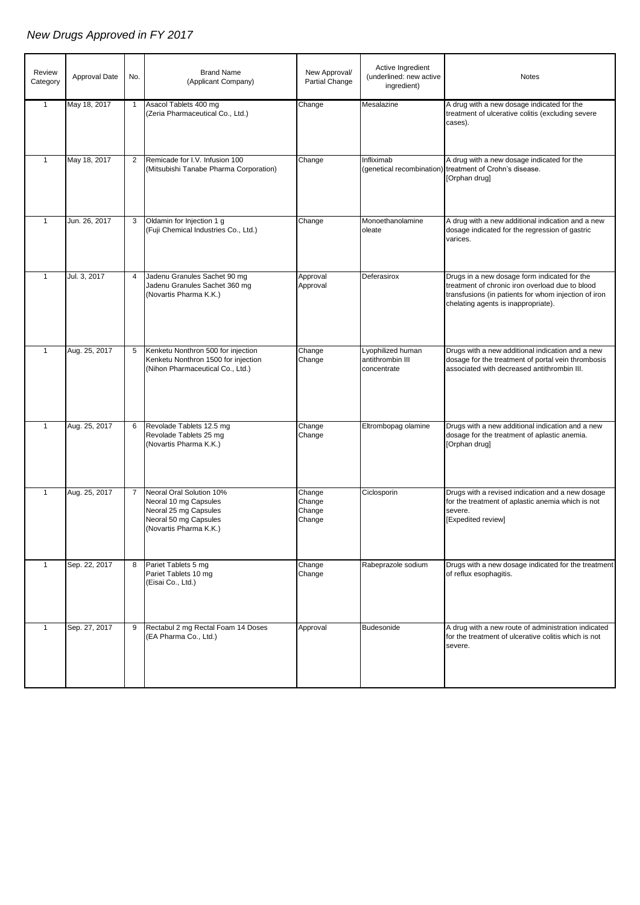# New Drugs Approved in FY 2017

| Review Category | Approval Date | No. | Brand Name (Applicant Company) | New Approval/ Partial Change | Active Ingredient (underlined: new active ingredient) | Notes |
|---|---|---|---|---|---|---|
| 1 | May 18, 2017 | 1 | Asacol Tablets 400 mg<br>(Zeria Pharmaceutical Co., Ltd.) | Change | Mesalazine | A drug with a new dosage indicated for the treatment of ulcerative colitis (excluding severe cases). |
| 1 | May 18, 2017 | 2 | Remicade for I.V. Infusion 100<br>(Mitsubishi Tanabe Pharma Corporation) | Change | Infliximab<br>(genetical recombination) | A drug with a new dosage indicated for the treatment of Crohn's disease.<br>[Orphan drug] |
| 1 | Jun. 26, 2017 | 3 | Oldamin for Injection 1 g<br>(Fuji Chemical Industries Co., Ltd.) | Change | Monoethanolamine oleate | A drug with a new additional indication and a new dosage indicated for the regression of gastric varices. |
| 1 | Jul. 3, 2017 | 4 | Jadenu Granules Sachet 90 mg<br>Jadenu Granules Sachet 360 mg<br>(Novartis Pharma K.K.) | Approval<br>Approval | Deferasirox | Drugs in a new dosage form indicated for the treatment of chronic iron overload due to blood transfusions (in patients for whom injection of iron chelating agents is inappropriate). |
| 1 | Aug. 25, 2017 | 5 | Kenketu Nonthron 500 for injection<br>Kenketu Nonthron 1500 for injection<br>(Nihon Pharmaceutical Co., Ltd.) | Change<br>Change | Lyophilized human antithrombin III concentrate | Drugs with a new additional indication and a new dosage for the treatment of portal vein thrombosis associated with decreased antithrombin III. |
| 1 | Aug. 25, 2017 | 6 | Revolade Tablets 12.5 mg<br>Revolade Tablets 25 mg<br>(Novartis Pharma K.K.) | Change<br>Change | Eltrombopag olamine | Drugs with a new additional indication and a new dosage for the treatment of aplastic anemia.<br>[Orphan drug] |
| 1 | Aug. 25, 2017 | 7 | Neoral Oral Solution 10%<br>Neoral 10 mg Capsules<br>Neoral 25 mg Capsules<br>Neoral 50 mg Capsules<br>(Novartis Pharma K.K.) | Change<br>Change<br>Change<br>Change | Ciclosporin | Drugs with a revised indication and a new dosage for the treatment of aplastic anemia which is not severe.<br>[Expedited review] |
| 1 | Sep. 22, 2017 | 8 | Pariet Tablets 5 mg<br>Pariet Tablets 10 mg<br>(Eisai Co., Ltd.) | Change<br>Change | Rabeprazole sodium | Drugs with a new dosage indicated for the treatment of reflux esophagitis. |
| 1 | Sep. 27, 2017 | 9 | Rectabul 2 mg Rectal Foam 14 Doses<br>(EA Pharma Co., Ltd.) | Approval | Budesonide | A drug with a new route of administration indicated for the treatment of ulcerative colitis which is not severe. |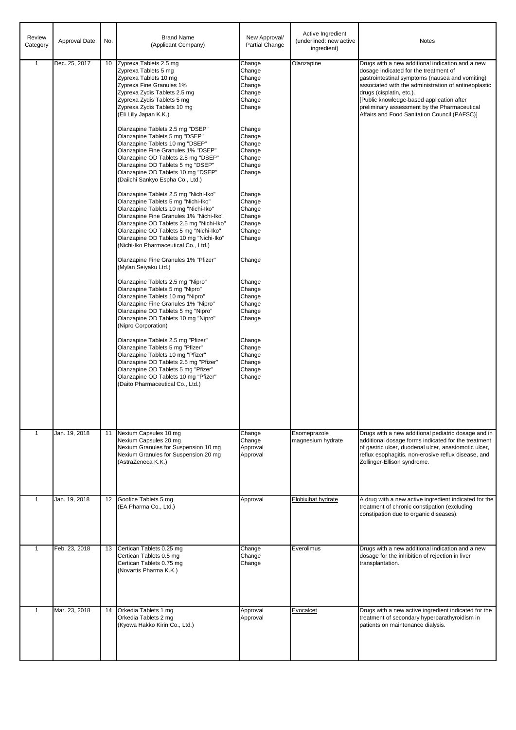| Review Category | Approval Date | No. | Brand Name (Applicant Company) | New Approval/ Partial Change | Active Ingredient (underlined: new active ingredient) | Notes |
|---|---|---|---|---|---|---|
| 1 | Dec. 25, 2017 | 10 | Zyprexa Tablets 2.5 mg<br>Zyprexa Tablets 5 mg<br>Zyprexa Tablets 10 mg<br>Zyprexa Fine Granules 1%<br>Zyprexa Zydis Tablets 2.5 mg<br>Zyprexa Zydis Tablets 5 mg<br>Zyprexa Zydis Tablets 10 mg<br>(Eli Lilly Japan K.K.)<br><br>Olanzapine Tablets 2.5 mg "DSEP"<br>Olanzapine Tablets 5 mg "DSEP"<br>Olanzapine Tablets 10 mg "DSEP"<br>Olanzapine Fine Granules 1% "DSEP"<br>Olanzapine OD Tablets 2.5 mg "DSEP"<br>Olanzapine OD Tablets 5 mg "DSEP"<br>Olanzapine OD Tablets 10 mg "DSEP"<br>(Daiichi Sankyo Espha Co., Ltd.)<br><br>Olanzapine Tablets 2.5 mg "Nichi-Iko"<br>Olanzapine Tablets 5 mg "Nichi-Iko"<br>Olanzapine Tablets 10 mg "Nichi-Iko"<br>Olanzapine Fine Granules 1% "Nichi-Iko"<br>Olanzapine OD Tablets 2.5 mg "Nichi-Iko"<br>Olanzapine OD Tablets 5 mg "Nichi-Iko"<br>Olanzapine OD Tablets 10 mg "Nichi-Iko"<br>(Nichi-Iko Pharmaceutical Co., Ltd.)<br><br>Olanzapine Fine Granules 1% "Pfizer"<br>(Mylan Seiyaku Ltd.)<br><br>Olanzapine Tablets 2.5 mg "Nipro"<br>Olanzapine Tablets 5 mg "Nipro"<br>Olanzapine Tablets 10 mg "Nipro"<br>Olanzapine Fine Granules 1% "Nipro"<br>Olanzapine OD Tablets 5 mg "Nipro"<br>Olanzapine OD Tablets 10 mg "Nipro"<br>(Nipro Corporation)<br><br>Olanzapine Tablets 2.5 mg "Pfizer"<br>Olanzapine Tablets 5 mg "Pfizer"<br>Olanzapine Tablets 10 mg "Pfizer"<br>Olanzapine OD Tablets 2.5 mg "Pfizer"<br>Olanzapine OD Tablets 5 mg "Pfizer"<br>Olanzapine OD Tablets 10 mg "Pfizer"<br>(Daito Pharmaceutical Co., Ltd.) | Change<br>Change<br>Change<br>Change<br>Change<br>Change<br>Change<br><br><br>Change<br>Change<br>Change<br>Change<br>Change<br>Change<br>Change<br><br><br>Change<br>Change<br>Change<br>Change<br>Change<br>Change<br>Change<br><br><br>Change<br><br><br>Change<br>Change<br>Change<br>Change<br>Change<br>Change<br><br><br>Change<br>Change<br>Change<br>Change<br>Change<br>Change | Olanzapine | Drugs with a new additional indication and a new dosage indicated for the treatment of gastrointestinal symptoms (nausea and vomiting) associated with the administration of antineoplastic drugs (cisplatin, etc.).<br>[Public knowledge-based application after preliminary assessment by the Pharmaceutical Affairs and Food Sanitation Council (PAFSC)] |
| 1 | Jan. 19, 2018 | 11 | Nexium Capsules 10 mg<br>Nexium Capsules 20 mg<br>Nexium Granules for Suspension 10 mg<br>Nexium Granules for Suspension 20 mg<br>(AstraZeneca K.K.) | Change<br>Change<br>Approval<br>Approval | Esomeprazole magnesium hydrate | Drugs with a new additional pediatric dosage and in additional dosage forms indicated for the treatment of gastric ulcer, duodenal ulcer, anastomotic ulcer, reflux esophagitis, non-erosive reflux disease, and Zollinger-Ellison syndrome. |
| 1 | Jan. 19, 2018 | 12 | Goofice Tablets 5 mg<br>(EA Pharma Co., Ltd.) | Approval | <u>Elobixibat hydrate</u> | A drug with a new active ingredient indicated for the treatment of chronic constipation (excluding constipation due to organic diseases). |
| 1 | Feb. 23, 2018 | 13 | Certican Tablets 0.25 mg<br>Certican Tablets 0.5 mg<br>Certican Tablets 0.75 mg<br>(Novartis Pharma K.K.) | Change<br>Change<br>Change | Everolimus | Drugs with a new additional indication and a new dosage for the inhibition of rejection in liver transplantation. |
| 1 | Mar. 23, 2018 | 14 | Orkedia Tablets 1 mg<br>Orkedia Tablets 2 mg<br>(Kyowa Hakko Kirin Co., Ltd.) | Approval<br>Approval | <u>Evocalcet</u> | Drugs with a new active ingredient indicated for the treatment of secondary hyperparathyroidism in patients on maintenance dialysis. |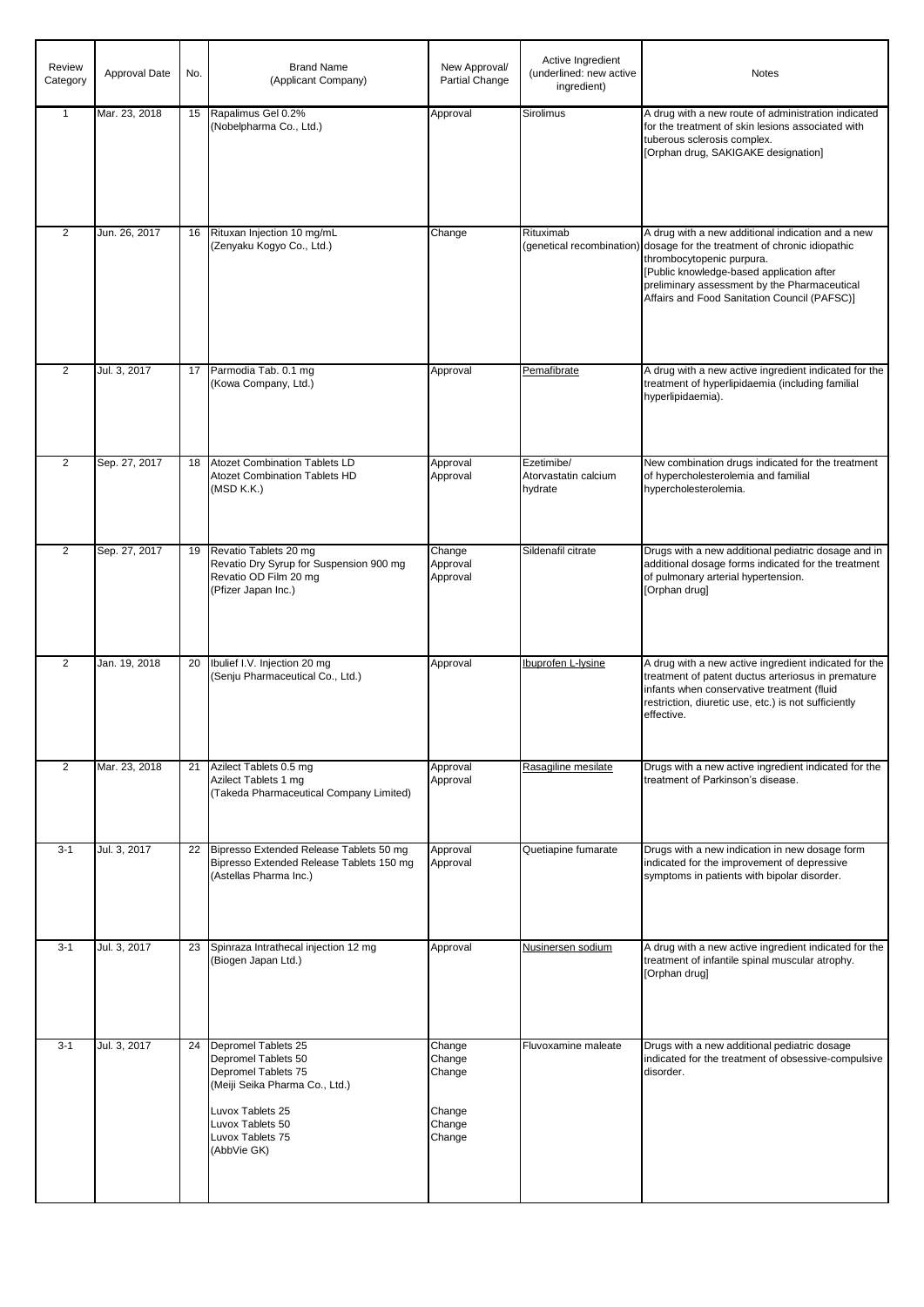| Review Category | Approval Date | No. | Brand Name (Applicant Company) | New Approval/ Partial Change | Active Ingredient (underlined: new active ingredient) | Notes |
|---|---|---|---|---|---|---|
| 1 | Mar. 23, 2018 | 15 | Rapalimus Gel 0.2%<br>(Nobelpharma Co., Ltd.) | Approval | Sirolimus | A drug with a new route of administration indicated for the treatment of skin lesions associated with tuberous sclerosis complex.<br>[Orphan drug, SAKIGAKE designation] |
| 2 | Jun. 26, 2017 | 16 | Rituxan Injection 10 mg/mL<br>(Zenyaku Kogyo Co., Ltd.) | Change | Rituximab<br>(genetical recombination) | A drug with a new additional indication and a new dosage for the treatment of chronic idiopathic thrombocytopenic purpura.<br>[Public knowledge-based application after preliminary assessment by the Pharmaceutical Affairs and Food Sanitation Council (PAFSC)] |
| 2 | Jul. 3, 2017 | 17 | Parmodia Tab. 0.1 mg<br>(Kowa Company, Ltd.) | Approval | <u>Pemafibrate</u> | A drug with a new active ingredient indicated for the treatment of hyperlipidaemia (including familial hyperlipidaemia). |
| 2 | Sep. 27, 2017 | 18 | Atozet Combination Tablets LD<br>Atozet Combination Tablets HD<br>(MSD K.K.) | Approval<br>Approval | Ezetimibe/<br>Atorvastatin calcium hydrate | New combination drugs indicated for the treatment of hypercholesterolemia and familial hypercholesterolemia. |
| 2 | Sep. 27, 2017 | 19 | Revatio Tablets 20 mg<br>Revatio Dry Syrup for Suspension 900 mg<br>Revatio OD Film 20 mg<br>(Pfizer Japan Inc.) | Change<br>Approval<br>Approval | Sildenafil citrate | Drugs with a new additional pediatric dosage and in additional dosage forms indicated for the treatment of pulmonary arterial hypertension.<br>[Orphan drug] |
| 2 | Jan. 19, 2018 | 20 | Ibulief I.V. Injection 20 mg<br>(Senju Pharmaceutical Co., Ltd.) | Approval | <u>Ibuprofen L-lysine</u> | A drug with a new active ingredient indicated for the treatment of patent ductus arteriosus in premature infants when conservative treatment (fluid restriction, diuretic use, etc.) is not sufficiently effective. |
| 2 | Mar. 23, 2018 | 21 | Azilect Tablets 0.5 mg<br>Azilect Tablets 1 mg<br>(Takeda Pharmaceutical Company Limited) | Approval<br>Approval | <u>Rasagiline mesilate</u> | Drugs with a new active ingredient indicated for the treatment of Parkinson's disease. |
| 3-1 | Jul. 3, 2017 | 22 | Bipresso Extended Release Tablets 50 mg<br>Bipresso Extended Release Tablets 150 mg<br>(Astellas Pharma Inc.) | Approval<br>Approval | Quetiapine fumarate | Drugs with a new indication in new dosage form indicated for the improvement of depressive symptoms in patients with bipolar disorder. |
| 3-1 | Jul. 3, 2017 | 23 | Spinraza Intrathecal injection 12 mg<br>(Biogen Japan Ltd.) | Approval | <u>Nusinersen sodium</u> | A drug with a new active ingredient indicated for the treatment of infantile spinal muscular atrophy.<br>[Orphan drug] |
| 3-1 | Jul. 3, 2017 | 24 | Depromel Tablets 25<br>Depromel Tablets 50<br>Depromel Tablets 75<br>(Meiji Seika Pharma Co., Ltd.)<br><br>Luvox Tablets 25<br>Luvox Tablets 50<br>Luvox Tablets 75<br>(AbbVie GK) | Change<br>Change<br>Change<br><br><br>Change<br>Change<br>Change | Fluvoxamine maleate | Drugs with a new additional pediatric dosage indicated for the treatment of obsessive-compulsive disorder. |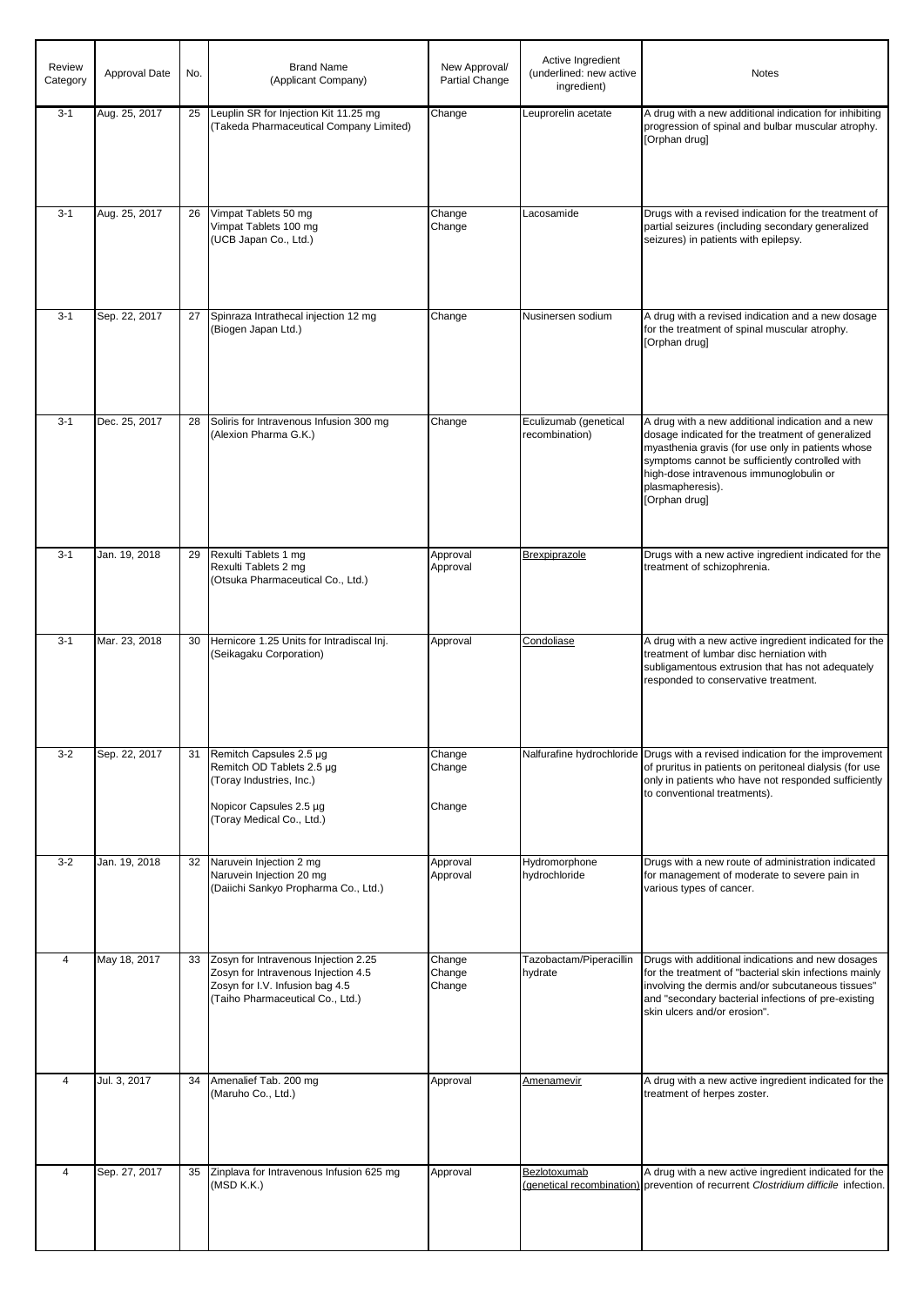| Review Category | Approval Date | No. | Brand Name (Applicant Company) | New Approval/ Partial Change | Active Ingredient (underlined: new active ingredient) | Notes |
|---|---|---|---|---|---|---|
| 3-1 | Aug. 25, 2017 | 25 | Leuplin SR for Injection Kit 11.25 mg (Takeda Pharmaceutical Company Limited) | Change | Leuprorelin acetate | A drug with a new additional indication for inhibiting progression of spinal and bulbar muscular atrophy. [Orphan drug] |
| 3-1 | Aug. 25, 2017 | 26 | Vimpat Tablets 50 mg<br>Vimpat Tablets 100 mg<br>(UCB Japan Co., Ltd.) | Change<br>Change | Lacosamide | Drugs with a revised indication for the treatment of partial seizures (including secondary generalized seizures) in patients with epilepsy. |
| 3-1 | Sep. 22, 2017 | 27 | Spinraza Intrathecal injection 12 mg (Biogen Japan Ltd.) | Change | Nusinersen sodium | A drug with a revised indication and a new dosage for the treatment of spinal muscular atrophy. [Orphan drug] |
| 3-1 | Dec. 25, 2017 | 28 | Soliris for Intravenous Infusion 300 mg (Alexion Pharma G.K.) | Change | Eculizumab (genetical recombination) | A drug with a new additional indication and a new dosage indicated for the treatment of generalized myasthenia gravis (for use only in patients whose symptoms cannot be sufficiently controlled with high-dose intravenous immunoglobulin or plasmapheresis). [Orphan drug] |
| 3-1 | Jan. 19, 2018 | 29 | Rexulti Tablets 1 mg<br>Rexulti Tablets 2 mg<br>(Otsuka Pharmaceutical Co., Ltd.) | Approval<br>Approval | <u>Brexpiprazole</u> | Drugs with a new active ingredient indicated for the treatment of schizophrenia. |
| 3-1 | Mar. 23, 2018 | 30 | Hernicore 1.25 Units for Intradiscal Inj. (Seikagaku Corporation) | Approval | <u>Condoliase</u> | A drug with a new active ingredient indicated for the treatment of lumbar disc herniation with subligamentous extrusion that has not adequately responded to conservative treatment. |
| 3-2 | Sep. 22, 2017 | 31 | Remitch Capsules 2.5 µg<br>Remitch OD Tablets 2.5 µg<br>(Toray Industries, Inc.)<br><br>Nopicor Capsules 2.5 µg<br>(Toray Medical Co., Ltd.) | Change<br>Change<br><br>Change | Nalfurafine hydrochloride | Drugs with a revised indication for the improvement of pruritus in patients on peritoneal dialysis (for use only in patients who have not responded sufficiently to conventional treatments). |
| 3-2 | Jan. 19, 2018 | 32 | Naruvein Injection 2 mg<br>Naruvein Injection 20 mg<br>(Daiichi Sankyo Propharma Co., Ltd.) | Approval<br>Approval | Hydromorphone hydrochloride | Drugs with a new route of administration indicated for management of moderate to severe pain in various types of cancer. |
| 4 | May 18, 2017 | 33 | Zosyn for Intravenous Injection 2.25<br>Zosyn for Intravenous Injection 4.5<br>Zosyn for I.V. Infusion bag 4.5<br>(Taiho Pharmaceutical Co., Ltd.) | Change<br>Change<br>Change | Tazobactam/Piperacillin hydrate | Drugs with additional indications and new dosages for the treatment of "bacterial skin infections mainly involving the dermis and/or subcutaneous tissues" and "secondary bacterial infections of pre-existing skin ulcers and/or erosion". |
| 4 | Jul. 3, 2017 | 34 | Amenalief Tab. 200 mg (Maruho Co., Ltd.) | Approval | <u>Amenamevir</u> | A drug with a new active ingredient indicated for the treatment of herpes zoster. |
| 4 | Sep. 27, 2017 | 35 | Zinplava for Intravenous Infusion 625 mg (MSD K.K.) | Approval | <u>Bezlotoxumab (genetical recombination)</u> | A drug with a new active ingredient indicated for the prevention of recurrent *Clostridium difficile* infection. |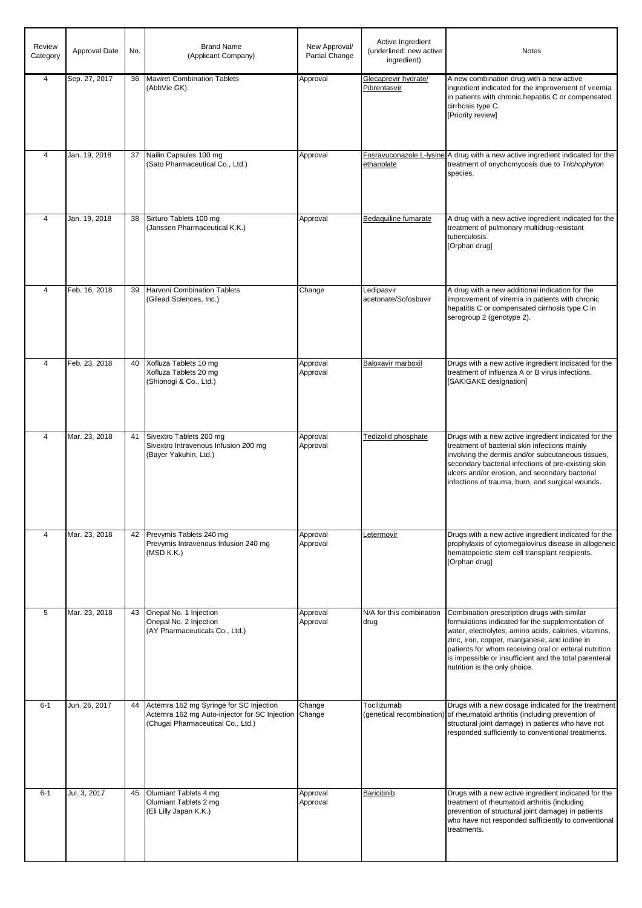| Review Category | Approval Date | No. | Brand Name (Applicant Company) | New Approval/ Partial Change | Active Ingredient (underlined: new active ingredient) | Notes |
|---|---|---|---|---|---|---|
| 4 | Sep. 27, 2017 | 36 | Maviret Combination Tablets<br>(AbbVie GK) | Approval | <u>Glecaprevir hydrate/ Pibrentasvir</u> | A new combination drug with a new active ingredient indicated for the improvement of viremia in patients with chronic hepatitis C or compensated cirrhosis type C.<br>[Priority review] |
| 4 | Jan. 19, 2018 | 37 | Nailin Capsules 100 mg<br>(Sato Pharmaceutical Co., Ltd.) | Approval | <u>Fosravuconazole L-lysine ethanolate</u> | A drug with a new active ingredient indicated for the treatment of onychomycosis due to *Trichophyton* species. |
| 4 | Jan. 19, 2018 | 38 | Sirturo Tablets 100 mg<br>(Janssen Pharmaceutical K.K.) | Approval | <u>Bedaquiline fumarate</u> | A drug with a new active ingredient indicated for the treatment of pulmonary multidrug-resistant tuberculosis.<br>[Orphan drug] |
| 4 | Feb. 16, 2018 | 39 | Harvoni Combination Tablets<br>(Gilead Sciences, Inc.) | Change | Ledipasvir acetonate/Sofosbuvir | A drug with a new additional indication for the improvement of viremia in patients with chronic hepatitis C or compensated cirrhosis type C in serogroup 2 (genotype 2). |
| 4 | Feb. 23, 2018 | 40 | Xofluza Tablets 10 mg<br>Xofluza Tablets 20 mg<br>(Shionogi & Co., Ltd.) | Approval<br>Approval | <u>Baloxavir marboxil</u> | Drugs with a new active ingredient indicated for the treatment of influenza A or B virus infections.<br>[SAKIGAKE designation] |
| 4 | Mar. 23, 2018 | 41 | Sivextro Tablets 200 mg<br>Sivextro Intravenous Infusion 200 mg<br>(Bayer Yakuhin, Ltd.) | Approval<br>Approval | <u>Tedizolid phosphate</u> | Drugs with a new active ingredient indicated for the treatment of bacterial skin infections mainly involving the dermis and/or subcutaneous tissues, secondary bacterial infections of pre-existing skin ulcers and/or erosion, and secondary bacterial infections of trauma, burn, and surgical wounds. |
| 4 | Mar. 23, 2018 | 42 | Prevymis Tablets 240 mg<br>Prevymis Intravenous Infusion 240 mg<br>(MSD K.K.) | Approval<br>Approval | <u>Letermovir</u> | Drugs with a new active ingredient indicated for the prophylaxis of cytomegalovirus disease in allogeneic hematopoietic stem cell transplant recipients.<br>[Orphan drug] |
| 5 | Mar. 23, 2018 | 43 | Onepal No. 1 Injection<br>Onepal No. 2 Injection<br>(AY Pharmaceuticals Co., Ltd.) | Approval<br>Approval | N/A for this combination drug | Combination prescription drugs with similar formulations indicated for the supplementation of water, electrolytes, amino acids, calories, vitamins, zinc, iron, copper, manganese, and iodine in patients for whom receiving oral or enteral nutrition is impossible or insufficient and the total parenteral nutrition is the only choice. |
| 6-1 | Jun. 26, 2017 | 44 | Actemra 162 mg Syringe for SC Injection<br>Actemra 162 mg Auto-injector for SC Injection<br>(Chugai Pharmaceutical Co., Ltd.) | Change<br>Change | Tocilizumab (genetical recombination) | Drugs with a new dosage indicated for the treatment of rheumatoid arthritis (including prevention of structural joint damage) in patients who have not responded sufficiently to conventional treatments. |
| 6-1 | Jul. 3, 2017 | 45 | Olumiant Tablets 4 mg<br>Olumiant Tablets 2 mg<br>(Eli Lilly Japan K.K.) | Approval<br>Approval | <u>Baricitinib</u> | Drugs with a new active ingredient indicated for the treatment of rheumatoid arthritis (including prevention of structural joint damage) in patients who have not responded sufficiently to conventional treatments. |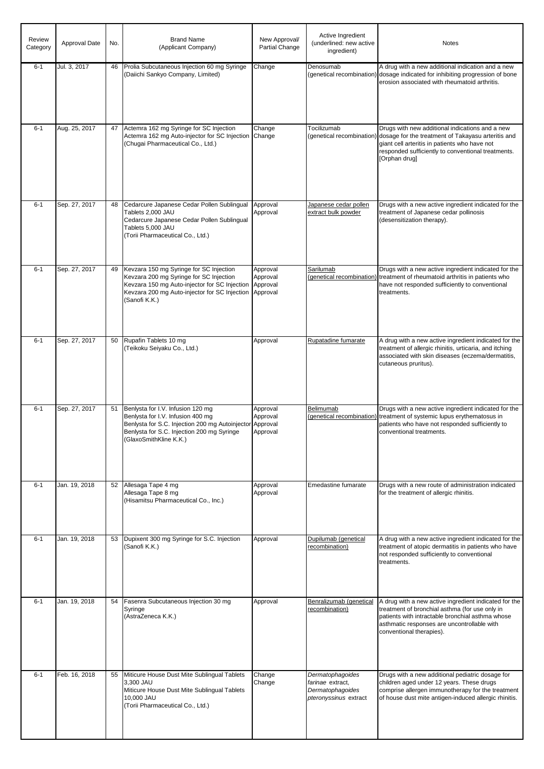| Review Category | Approval Date | No. | Brand Name (Applicant Company) | New Approval/ Partial Change | Active Ingredient (underlined: new active ingredient) | Notes |
|---|---|---|---|---|---|---|
| 6-1 | Jul. 3, 2017 | 46 | Prolia Subcutaneous Injection 60 mg Syringe (Daiichi Sankyo Company, Limited) | Change | Denosumab (genetical recombination) | A drug with a new additional indication and a new dosage indicated for inhibiting progression of bone erosion associated with rheumatoid arthritis. |
| 6-1 | Aug. 25, 2017 | 47 | Actemra 162 mg Syringe for SC Injection<br>Actemra 162 mg Auto-injector for SC Injection<br>(Chugai Pharmaceutical Co., Ltd.) | Change<br>Change | Tocilizumab (genetical recombination) | Drugs with new additional indications and a new dosage for the treatment of Takayasu arteritis and giant cell arteritis in patients who have not responded sufficiently to conventional treatments. [Orphan drug] |
| 6-1 | Sep. 27, 2017 | 48 | Cedarcure Japanese Cedar Pollen Sublingual Tablets 2,000 JAU<br>Cedarcure Japanese Cedar Pollen Sublingual Tablets 5,000 JAU<br>(Torii Pharmaceutical Co., Ltd.) | Approval<br>Approval | <u>Japanese cedar pollen extract bulk powder</u> | Drugs with a new active ingredient indicated for the treatment of Japanese cedar pollinosis (desensitization therapy). |
| 6-1 | Sep. 27, 2017 | 49 | Kevzara 150 mg Syringe for SC Injection<br>Kevzara 200 mg Syringe for SC Injection<br>Kevzara 150 mg Auto-injector for SC Injection<br>Kevzara 200 mg Auto-injector for SC Injection<br>(Sanofi K.K.) | Approval<br>Approval<br>Approval<br>Approval | <u>Sarilumab (genetical recombination)</u> | Drugs with a new active ingredient indicated for the treatment of rheumatoid arthritis in patients who have not responded sufficiently to conventional treatments. |
| 6-1 | Sep. 27, 2017 | 50 | Rupafin Tablets 10 mg<br>(Teikoku Seiyaku Co., Ltd.) | Approval | <u>Rupatadine fumarate</u> | A drug with a new active ingredient indicated for the treatment of allergic rhinitis, urticaria, and itching associated with skin diseases (eczema/dermatitis, cutaneous pruritus). |
| 6-1 | Sep. 27, 2017 | 51 | Benlysta for I.V. Infusion 120 mg<br>Benlysta for I.V. Infusion 400 mg<br>Benlysta for S.C. Injection 200 mg Autoinjector<br>Benlysta for S.C. Injection 200 mg Syringe<br>(GlaxoSmithKline K.K.) | Approval<br>Approval<br>Approval<br>Approval | <u>Belimumab (genetical recombination)</u> | Drugs with a new active ingredient indicated for the treatment of systemic lupus erythematosus in patients who have not responded sufficiently to conventional treatments. |
| 6-1 | Jan. 19, 2018 | 52 | Allesaga Tape 4 mg<br>Allesaga Tape 8 mg<br>(Hisamitsu Pharmaceutical Co., Inc.) | Approval<br>Approval | Emedastine fumarate | Drugs with a new route of administration indicated for the treatment of allergic rhinitis. |
| 6-1 | Jan. 19, 2018 | 53 | Dupixent 300 mg Syringe for S.C. Injection<br>(Sanofi K.K.) | Approval | <u>Dupilumab (genetical recombination)</u> | A drug with a new active ingredient indicated for the treatment of atopic dermatitis in patients who have not responded sufficiently to conventional treatments. |
| 6-1 | Jan. 19, 2018 | 54 | Fasenra Subcutaneous Injection 30 mg Syringe<br>(AstraZeneca K.K.) | Approval | <u>Benralizumab (genetical recombination)</u> | A drug with a new active ingredient indicated for the treatment of bronchial asthma (for use only in patients with intractable bronchial asthma whose asthmatic responses are uncontrollable with conventional therapies). |
| 6-1 | Feb. 16, 2018 | 55 | Miticure House Dust Mite Sublingual Tablets 3,300 JAU<br>Miticure House Dust Mite Sublingual Tablets 10,000 JAU<br>(Torii Pharmaceutical Co., Ltd.) | Change<br>Change | *Dermatophagoides farinae* extract, *Dermatophagoides pteronyssinus* extract | Drugs with a new additional pediatric dosage for children aged under 12 years. These drugs comprise allergen immunotherapy for the treatment of house dust mite antigen-induced allergic rhinitis. |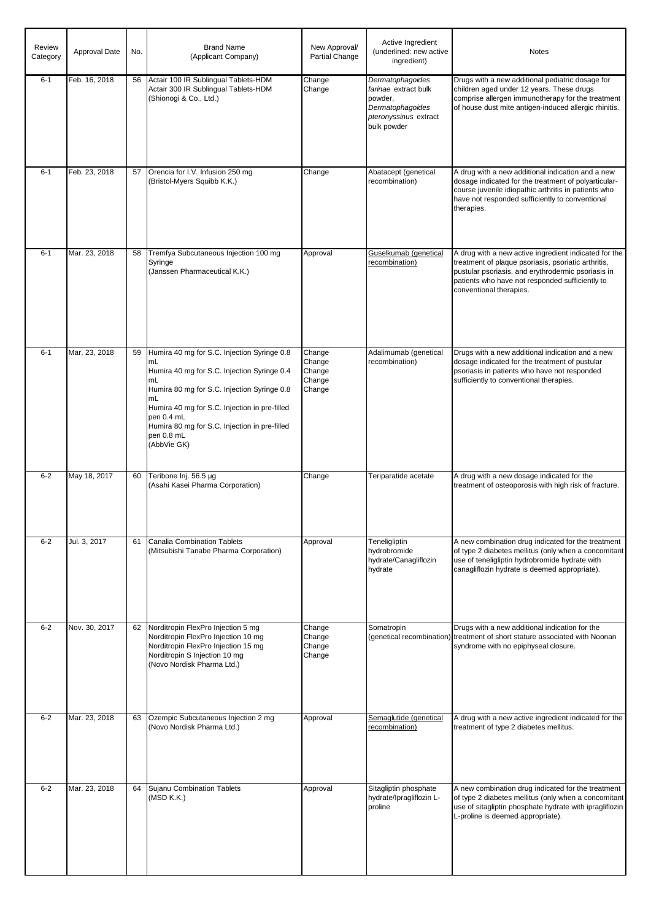| Review Category | Approval Date | No. | Brand Name (Applicant Company) | New Approval/ Partial Change | Active Ingredient (underlined: new active ingredient) | Notes |
|---|---|---|---|---|---|---|
| 6-1 | Feb. 16, 2018 | 56 | Actair 100 IR Sublingual Tablets-HDM<br>Actair 300 IR Sublingual Tablets-HDM<br>(Shionogi & Co., Ltd.) | Change<br>Change | *Dermatophagoides farinae* extract bulk powder, *Dermatophagoides pteronyssinus* extract bulk powder | Drugs with a new additional pediatric dosage for children aged under 12 years. These drugs comprise allergen immunotherapy for the treatment of house dust mite antigen-induced allergic rhinitis. |
| 6-1 | Feb. 23, 2018 | 57 | Orencia for I.V. Infusion 250 mg<br>(Bristol-Myers Squibb K.K.) | Change | Abatacept (genetical recombination) | A drug with a new additional indication and a new dosage indicated for the treatment of polyarticular-course juvenile idiopathic arthritis in patients who have not responded sufficiently to conventional therapies. |
| 6-1 | Mar. 23, 2018 | 58 | Tremfya Subcutaneous Injection 100 mg Syringe<br>(Janssen Pharmaceutical K.K.) | Approval | <u>Guselkumab (genetical recombination)</u> | A drug with a new active ingredient indicated for the treatment of plaque psoriasis, psoriatic arthritis, pustular psoriasis, and erythrodermic psoriasis in patients who have not responded sufficiently to conventional therapies. |
| 6-1 | Mar. 23, 2018 | 59 | Humira 40 mg for S.C. Injection Syringe 0.8 mL<br>Humira 40 mg for S.C. Injection Syringe 0.4 mL<br>Humira 80 mg for S.C. Injection Syringe 0.8 mL<br>Humira 40 mg for S.C. Injection in pre-filled pen 0.4 mL<br>Humira 80 mg for S.C. Injection in pre-filled pen 0.8 mL<br>(AbbVie GK) | Change<br>Change<br>Change<br>Change<br>Change | Adalimumab (genetical recombination) | Drugs with a new additional indication and a new dosage indicated for the treatment of pustular psoriasis in patients who have not responded sufficiently to conventional therapies. |
| 6-2 | May 18, 2017 | 60 | Teribone Inj. 56.5 μg<br>(Asahi Kasei Pharma Corporation) | Change | Teriparatide acetate | A drug with a new dosage indicated for the treatment of osteoporosis with high risk of fracture. |
| 6-2 | Jul. 3, 2017 | 61 | Canalia Combination Tablets<br>(Mitsubishi Tanabe Pharma Corporation) | Approval | Teneligliptin hydrobromide hydrate/Canagliflozin hydrate | A new combination drug indicated for the treatment of type 2 diabetes mellitus (only when a concomitant use of teneligliptin hydrobromide hydrate with canagliflozin hydrate is deemed appropriate). |
| 6-2 | Nov. 30, 2017 | 62 | Norditropin FlexPro Injection 5 mg<br>Norditropin FlexPro Injection 10 mg<br>Norditropin FlexPro Injection 15 mg<br>Norditropin S Injection 10 mg<br>(Novo Nordisk Pharma Ltd.) | Change<br>Change<br>Change<br>Change | Somatropin (genetical recombination) | Drugs with a new additional indication for the treatment of short stature associated with Noonan syndrome with no epiphyseal closure. |
| 6-2 | Mar. 23, 2018 | 63 | Ozempic Subcutaneous Injection 2 mg<br>(Novo Nordisk Pharma Ltd.) | Approval | <u>Semaglutide (genetical recombination)</u> | A drug with a new active ingredient indicated for the treatment of type 2 diabetes mellitus. |
| 6-2 | Mar. 23, 2018 | 64 | Sujanu Combination Tablets<br>(MSD K.K.) | Approval | Sitagliptin phosphate hydrate/Ipragliflozin L-proline | A new combination drug indicated for the treatment of type 2 diabetes mellitus (only when a concomitant use of sitagliptin phosphate hydrate with ipragliflozin L-proline is deemed appropriate). |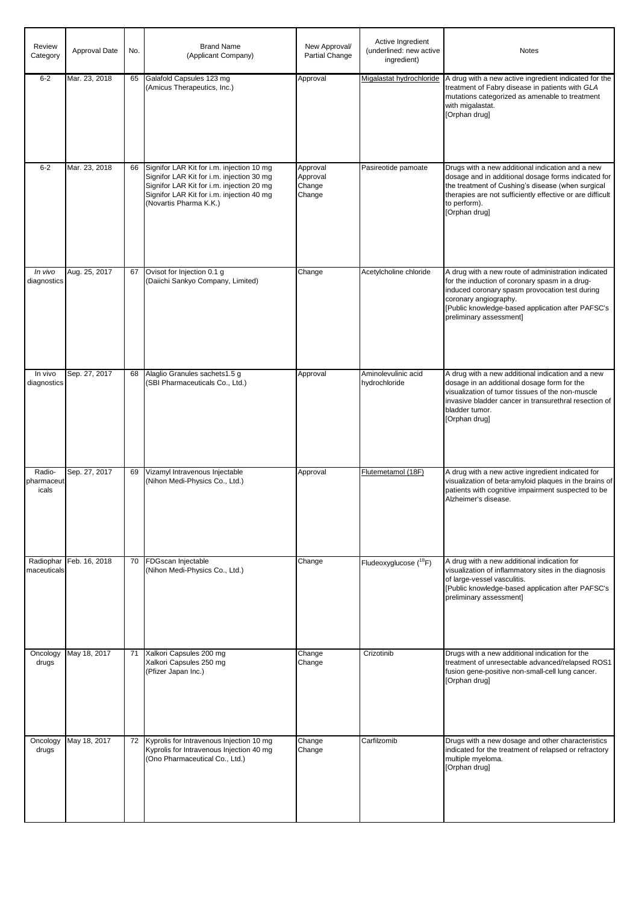| Review Category | Approval Date | No. | Brand Name (Applicant Company) | New Approval/ Partial Change | Active Ingredient (underlined: new active ingredient) | Notes |
|---|---|---|---|---|---|---|
| 6-2 | Mar. 23, 2018 | 65 | Galafold Capsules 123 mg (Amicus Therapeutics, Inc.) | Approval | <u>Migalastat hydrochloride</u> | A drug with a new active ingredient indicated for the treatment of Fabry disease in patients with *GLA* mutations categorized as amenable to treatment with migalastat. [Orphan drug] |
| 6-2 | Mar. 23, 2018 | 66 | Signifor LAR Kit for i.m. injection 10 mg<br>Signifor LAR Kit for i.m. injection 30 mg<br>Signifor LAR Kit for i.m. injection 20 mg<br>Signifor LAR Kit for i.m. injection 40 mg<br>(Novartis Pharma K.K.) | Approval<br>Approval<br>Change<br>Change | Pasireotide pamoate | Drugs with a new additional indication and a new dosage and in additional dosage forms indicated for the treatment of Cushing's disease (when surgical therapies are not sufficiently effective or are difficult to perform). [Orphan drug] |
| *In vivo* diagnostics | Aug. 25, 2017 | 67 | Ovisot for Injection 0.1 g (Daiichi Sankyo Company, Limited) | Change | Acetylcholine chloride | A drug with a new route of administration indicated for the induction of coronary spasm in a drug-induced coronary spasm provocation test during coronary angiography. [Public knowledge-based application after PAFSC's preliminary assessment] |
| In vivo diagnostics | Sep. 27, 2017 | 68 | Alaglio Granules sachets1.5 g (SBI Pharmaceuticals Co., Ltd.) | Approval | Aminolevulinic acid hydrochloride | A drug with a new additional indication and a new dosage in an additional dosage form for the visualization of tumor tissues of the non-muscle invasive bladder cancer in transurethral resection of bladder tumor. [Orphan drug] |
| Radio-pharmaceuticals | Sep. 27, 2017 | 69 | Vizamyl Intravenous Injectable (Nihon Medi-Physics Co., Ltd.) | Approval | <u>Flutemetamol (18F)</u> | A drug with a new active ingredient indicated for visualization of beta-amyloid plaques in the brains of patients with cognitive impairment suspected to be Alzheimer's disease. |
| Radiopharmaceuticals | Feb. 16, 2018 | 70 | FDGscan Injectable (Nihon Medi-Physics Co., Ltd.) | Change | Fludeoxyglucose ($^{18}F$) | A drug with a new additional indication for visualization of inflammatory sites in the diagnosis of large-vessel vasculitis. [Public knowledge-based application after PAFSC's preliminary assessment] |
| Oncology drugs | May 18, 2017 | 71 | Xalkori Capsules 200 mg<br>Xalkori Capsules 250 mg<br>(Pfizer Japan Inc.) | Change<br>Change | Crizotinib | Drugs with a new additional indication for the treatment of unresectable advanced/relapsed ROS1 fusion gene-positive non-small-cell lung cancer. [Orphan drug] |
| Oncology drugs | May 18, 2017 | 72 | Kyprolis for Intravenous Injection 10 mg<br>Kyprolis for Intravenous Injection 40 mg<br>(Ono Pharmaceutical Co., Ltd.) | Change<br>Change | Carfilzomib | Drugs with a new dosage and other characteristics indicated for the treatment of relapsed or refractory multiple myeloma. [Orphan drug] |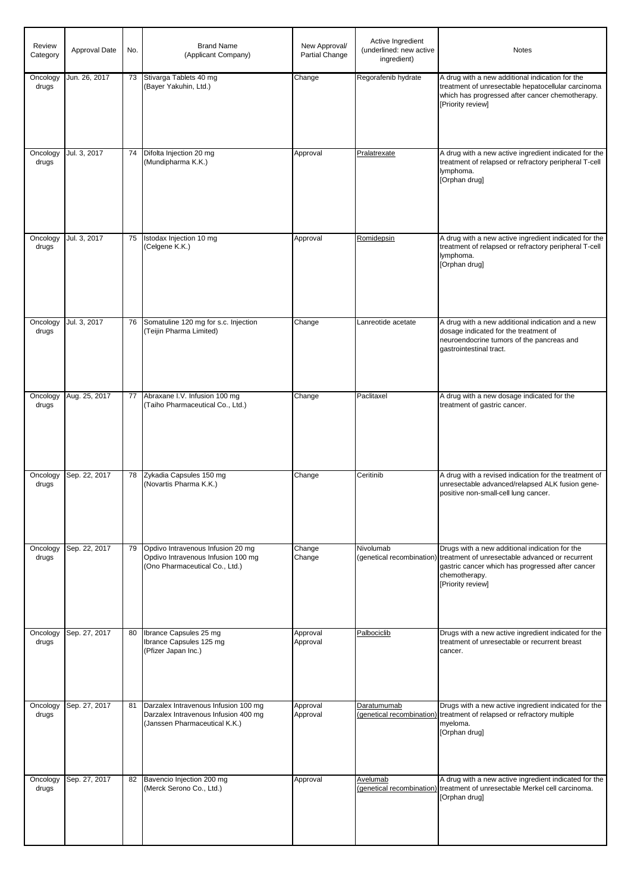| Review Category | Approval Date | No. | Brand Name (Applicant Company) | New Approval/ Partial Change | Active Ingredient (underlined: new active ingredient) | Notes |
|---|---|---|---|---|---|---|
| Oncology drugs | Jun. 26, 2017 | 73 | Stivarga Tablets 40 mg (Bayer Yakuhin, Ltd.) | Change | Regorafenib hydrate | A drug with a new additional indication for the treatment of unresectable hepatocellular carcinoma which has progressed after cancer chemotherapy. [Priority review] |
| Oncology drugs | Jul. 3, 2017 | 74 | Difolta Injection 20 mg (Mundipharma K.K.) | Approval | <u>Pralatrexate</u> | A drug with a new active ingredient indicated for the treatment of relapsed or refractory peripheral T-cell lymphoma. [Orphan drug] |
| Oncology drugs | Jul. 3, 2017 | 75 | Istodax Injection 10 mg (Celgene K.K.) | Approval | <u>Romidepsin</u> | A drug with a new active ingredient indicated for the treatment of relapsed or refractory peripheral T-cell lymphoma. [Orphan drug] |
| Oncology drugs | Jul. 3, 2017 | 76 | Somatuline 120 mg for s.c. Injection (Teijin Pharma Limited) | Change | Lanreotide acetate | A drug with a new additional indication and a new dosage indicated for the treatment of neuroendocrine tumors of the pancreas and gastrointestinal tract. |
| Oncology drugs | Aug. 25, 2017 | 77 | Abraxane I.V. Infusion 100 mg (Taiho Pharmaceutical Co., Ltd.) | Change | Paclitaxel | A drug with a new dosage indicated for the treatment of gastric cancer. |
| Oncology drugs | Sep. 22, 2017 | 78 | Zykadia Capsules 150 mg (Novartis Pharma K.K.) | Change | Ceritinib | A drug with a revised indication for the treatment of unresectable advanced/relapsed ALK fusion gene-positive non-small-cell lung cancer. |
| Oncology drugs | Sep. 22, 2017 | 79 | Opdivo Intravenous Infusion 20 mg<br>Opdivo Intravenous Infusion 100 mg<br>(Ono Pharmaceutical Co., Ltd.) | Change<br>Change | Nivolumab (genetical recombination) | Drugs with a new additional indication for the treatment of unresectable advanced or recurrent gastric cancer which has progressed after cancer chemotherapy. [Priority review] |
| Oncology drugs | Sep. 27, 2017 | 80 | Ibrance Capsules 25 mg<br>Ibrance Capsules 125 mg<br>(Pfizer Japan Inc.) | Approval<br>Approval | <u>Palbociclib</u> | Drugs with a new active ingredient indicated for the treatment of unresectable or recurrent breast cancer. |
| Oncology drugs | Sep. 27, 2017 | 81 | Darzalex Intravenous Infusion 100 mg<br>Darzalex Intravenous Infusion 400 mg<br>(Janssen Pharmaceutical K.K.) | Approval<br>Approval | <u>Daratumumab (genetical recombination)</u> | Drugs with a new active ingredient indicated for the treatment of relapsed or refractory multiple myeloma. [Orphan drug] |
| Oncology drugs | Sep. 27, 2017 | 82 | Bavencio Injection 200 mg (Merck Serono Co., Ltd.) | Approval | <u>Avelumab (genetical recombination)</u> | A drug with a new active ingredient indicated for the treatment of unresectable Merkel cell carcinoma. [Orphan drug] |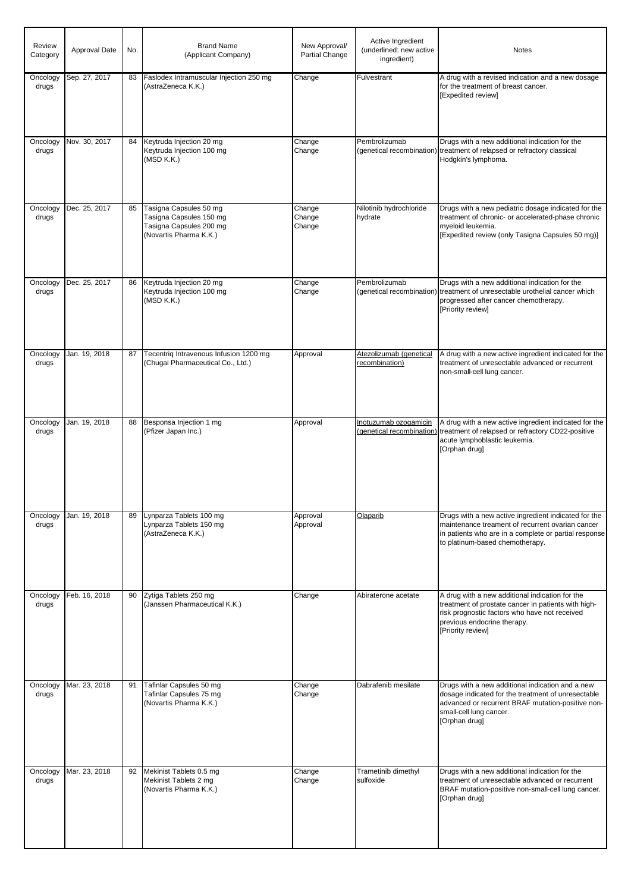| Review Category | Approval Date | No. | Brand Name (Applicant Company) | New Approval/ Partial Change | Active Ingredient (underlined: new active ingredient) | Notes |
|---|---|---|---|---|---|---|
| Oncology drugs | Sep. 27, 2017 | 83 | Faslodex Intramuscular Injection 250 mg (AstraZeneca K.K.) | Change | Fulvestrant | A drug with a revised indication and a new dosage for the treatment of breast cancer. [Expedited review] |
| Oncology drugs | Nov. 30, 2017 | 84 | Keytruda Injection 20 mg<br>Keytruda Injection 100 mg<br>(MSD K.K.) | Change<br>Change | Pembrolizumab (genetical recombination) | Drugs with a new additional indication for the treatment of relapsed or refractory classical Hodgkin's lymphoma. |
| Oncology drugs | Dec. 25, 2017 | 85 | Tasigna Capsules 50 mg<br>Tasigna Capsules 150 mg<br>Tasigna Capsules 200 mg<br>(Novartis Pharma K.K.) | Change<br>Change<br>Change | Nilotinib hydrochloride hydrate | Drugs with a new pediatric dosage indicated for the treatment of chronic- or accelerated-phase chronic myeloid leukemia. [Expedited review (only Tasigna Capsules 50 mg)] |
| Oncology drugs | Dec. 25, 2017 | 86 | Keytruda Injection 20 mg<br>Keytruda Injection 100 mg<br>(MSD K.K.) | Change<br>Change | Pembrolizumab (genetical recombination) | Drugs with a new additional indication for the treatment of unresectable urothelial cancer which progressed after cancer chemotherapy. [Priority review] |
| Oncology drugs | Jan. 19, 2018 | 87 | Tecentriq Intravenous Infusion 1200 mg (Chugai Pharmaceutical Co., Ltd.) | Approval | <u>Atezolizumab (genetical recombination)</u> | A drug with a new active ingredient indicated for the treatment of unresectable advanced or recurrent non-small-cell lung cancer. |
| Oncology drugs | Jan. 19, 2018 | 88 | Besponsa Injection 1 mg (Pfizer Japan Inc.) | Approval | <u>Inotuzumab ozogamicin (genetical recombination)</u> | A drug with a new active ingredient indicated for the treatment of relapsed or refractory CD22-positive acute lymphoblastic leukemia. [Orphan drug] |
| Oncology drugs | Jan. 19, 2018 | 89 | Lynparza Tablets 100 mg<br>Lynparza Tablets 150 mg<br>(AstraZeneca K.K.) | Approval<br>Approval | <u>Olaparib</u> | Drugs with a new active ingredient indicated for the maintenance treament of recurrent ovarian cancer in patients who are in a complete or partial response to platinum-based chemotherapy. |
| Oncology drugs | Feb. 16, 2018 | 90 | Zytiga Tablets 250 mg (Janssen Pharmaceutical K.K.) | Change | Abiraterone acetate | A drug with a new additional indication for the treatment of prostate cancer in patients with high-risk prognostic factors who have not received previous endocrine therapy. [Priority review] |
| Oncology drugs | Mar. 23, 2018 | 91 | Tafinlar Capsules 50 mg<br>Tafinlar Capsules 75 mg<br>(Novartis Pharma K.K.) | Change<br>Change | Dabrafenib mesilate | Drugs with a new additional indication and a new dosage indicated for the treatment of unresectable advanced or recurrent BRAF mutation-positive non-small-cell lung cancer. [Orphan drug] |
| Oncology drugs | Mar. 23, 2018 | 92 | Mekinist Tablets 0.5 mg<br>Mekinist Tablets 2 mg<br>(Novartis Pharma K.K.) | Change<br>Change | Trametinib dimethyl sulfoxide | Drugs with a new additional indication for the treatment of unresectable advanced or recurrent BRAF mutation-positive non-small-cell lung cancer. [Orphan drug] |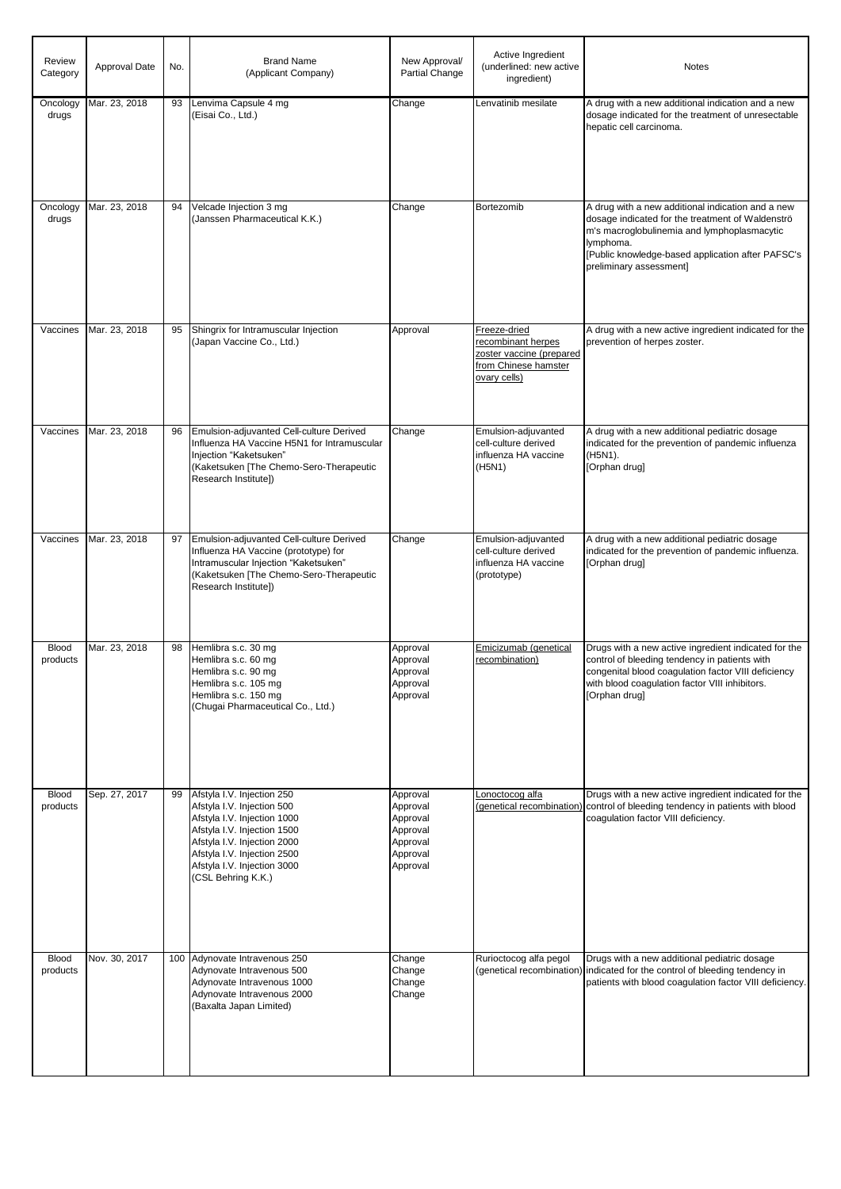| Review Category | Approval Date | No. | Brand Name (Applicant Company) | New Approval/ Partial Change | Active Ingredient (underlined: new active ingredient) | Notes |
|---|---|---|---|---|---|---|
| Oncology drugs | Mar. 23, 2018 | 93 | Lenvima Capsule 4 mg (Eisai Co., Ltd.) | Change | Lenvatinib mesilate | A drug with a new additional indication and a new dosage indicated for the treatment of unresectable hepatic cell carcinoma. |
| Oncology drugs | Mar. 23, 2018 | 94 | Velcade Injection 3 mg (Janssen Pharmaceutical K.K.) | Change | Bortezomib | A drug with a new additional indication and a new dosage indicated for the treatment of Waldenström's macroglobulinemia and lymphoplasmacytic lymphoma. [Public knowledge-based application after PAFSC's preliminary assessment] |
| Vaccines | Mar. 23, 2018 | 95 | Shingrix for Intramuscular Injection (Japan Vaccine Co., Ltd.) | Approval | <u>Freeze-dried recombinant herpes zoster vaccine (prepared from Chinese hamster ovary cells)</u> | A drug with a new active ingredient indicated for the prevention of herpes zoster. |
| Vaccines | Mar. 23, 2018 | 96 | Emulsion-adjuvanted Cell-culture Derived Influenza HA Vaccine H5N1 for Intramuscular Injection "Kaketsuken" (Kaketsuken [The Chemo-Sero-Therapeutic Research Institute]) | Change | Emulsion-adjuvanted cell-culture derived influenza HA vaccine (H5N1) | A drug with a new additional pediatric dosage indicated for the prevention of pandemic influenza (H5N1). [Orphan drug] |
| Vaccines | Mar. 23, 2018 | 97 | Emulsion-adjuvanted Cell-culture Derived Influenza HA Vaccine (prototype) for Intramuscular Injection "Kaketsuken" (Kaketsuken [The Chemo-Sero-Therapeutic Research Institute]) | Change | Emulsion-adjuvanted cell-culture derived influenza HA vaccine (prototype) | A drug with a new additional pediatric dosage indicated for the prevention of pandemic influenza. [Orphan drug] |
| Blood products | Mar. 23, 2018 | 98 | Hemlibra s.c. 30 mg<br>Hemlibra s.c. 60 mg<br>Hemlibra s.c. 90 mg<br>Hemlibra s.c. 105 mg<br>Hemlibra s.c. 150 mg<br>(Chugai Pharmaceutical Co., Ltd.) | Approval<br>Approval<br>Approval<br>Approval<br>Approval | <u>Emicizumab (genetical recombination)</u> | Drugs with a new active ingredient indicated for the control of bleeding tendency in patients with congenital blood coagulation factor VIII deficiency with blood coagulation factor VIII inhibitors. [Orphan drug] |
| Blood products | Sep. 27, 2017 | 99 | Afstyla I.V. Injection 250<br>Afstyla I.V. Injection 500<br>Afstyla I.V. Injection 1000<br>Afstyla I.V. Injection 1500<br>Afstyla I.V. Injection 2000<br>Afstyla I.V. Injection 2500<br>Afstyla I.V. Injection 3000<br>(CSL Behring K.K.) | Approval<br>Approval<br>Approval<br>Approval<br>Approval<br>Approval<br>Approval | <u>Lonoctocog alfa (genetical recombination)</u> | Drugs with a new active ingredient indicated for the control of bleeding tendency in patients with blood coagulation factor VIII deficiency. |
| Blood products | Nov. 30, 2017 | 100 | Adynovate Intravenous 250<br>Adynovate Intravenous 500<br>Adynovate Intravenous 1000<br>Adynovate Intravenous 2000<br>(Baxalta Japan Limited) | Change<br>Change<br>Change<br>Change | Rurioctocog alfa pegol (genetical recombination) | Drugs with a new additional pediatric dosage indicated for the control of bleeding tendency in patients with blood coagulation factor VIII deficiency. |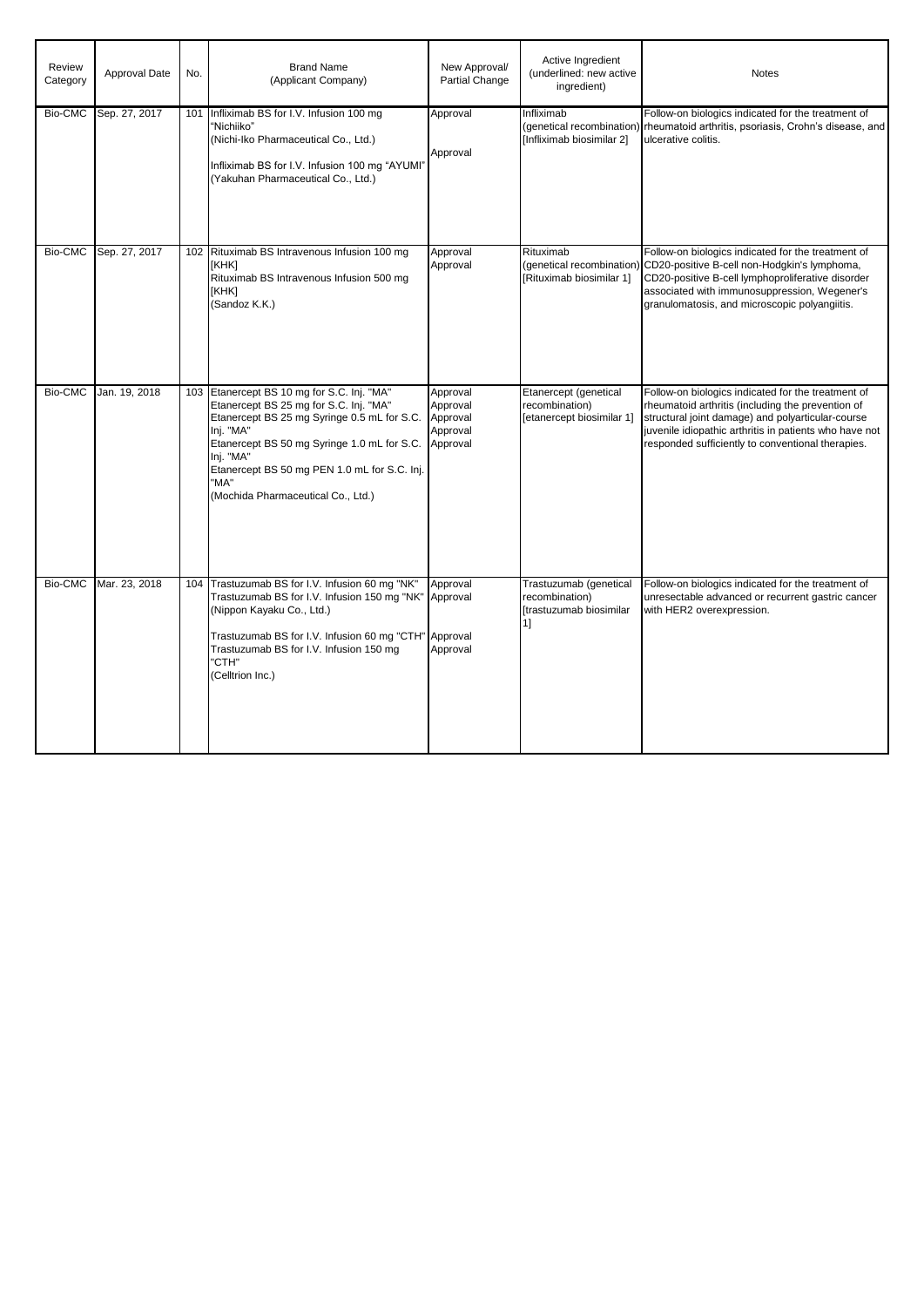| Review Category | Approval Date | No. | Brand Name (Applicant Company) | New Approval/ Partial Change | Active Ingredient (underlined: new active ingredient) | Notes |
|---|---|---|---|---|---|---|
| Bio-CMC | Sep. 27, 2017 | 101 | Infliximab BS for I.V. Infusion 100 mg "Nichiiko" (Nichi-Iko Pharmaceutical Co., Ltd.)<br><br>Infliximab BS for I.V. Infusion 100 mg "AYUMI" (Yakuhan Pharmaceutical Co., Ltd.) | Approval<br><br>Approval | Infliximab (genetical recombination) [Infliximab biosimilar 2] | Follow-on biologics indicated for the treatment of rheumatoid arthritis, psoriasis, Crohn's disease, and ulcerative colitis. |
| Bio-CMC | Sep. 27, 2017 | 102 | Rituximab BS Intravenous Infusion 100 mg [KHK]<br>Rituximab BS Intravenous Infusion 500 mg [KHK]<br>(Sandoz K.K.) | Approval<br>Approval | Rituximab (genetical recombination) [Rituximab biosimilar 1] | Follow-on biologics indicated for the treatment of CD20-positive B-cell non-Hodgkin's lymphoma, CD20-positive B-cell lymphoproliferative disorder associated with immunosuppression, Wegener's granulomatosis, and microscopic polyangiitis. |
| Bio-CMC | Jan. 19, 2018 | 103 | Etanercept BS 10 mg for S.C. Inj. "MA"<br>Etanercept BS 25 mg for S.C. Inj. "MA"<br>Etanercept BS 25 mg Syringe 0.5 mL for S.C. Inj. "MA"<br>Etanercept BS 50 mg Syringe 1.0 mL for S.C. Inj. "MA"<br>Etanercept BS 50 mg PEN 1.0 mL for S.C. Inj. "MA"<br>(Mochida Pharmaceutical Co., Ltd.) | Approval<br>Approval<br>Approval<br>Approval<br>Approval | Etanercept (genetical recombination) [etanercept biosimilar 1] | Follow-on biologics indicated for the treatment of rheumatoid arthritis (including the prevention of structural joint damage) and polyarticular-course juvenile idiopathic arthritis in patients who have not responded sufficiently to conventional therapies. |
| Bio-CMC | Mar. 23, 2018 | 104 | Trastuzumab BS for I.V. Infusion 60 mg "NK"<br>Trastuzumab BS for I.V. Infusion 150 mg "NK"<br>(Nippon Kayaku Co., Ltd.)<br><br>Trastuzumab BS for I.V. Infusion 60 mg "CTH"<br>Trastuzumab BS for I.V. Infusion 150 mg "CTH"<br>(Celltrion Inc.) | Approval<br>Approval<br><br>Approval<br>Approval | Trastuzumab (genetical recombination) [trastuzumab biosimilar 1] | Follow-on biologics indicated for the treatment of unresectable advanced or recurrent gastric cancer with HER2 overexpression. |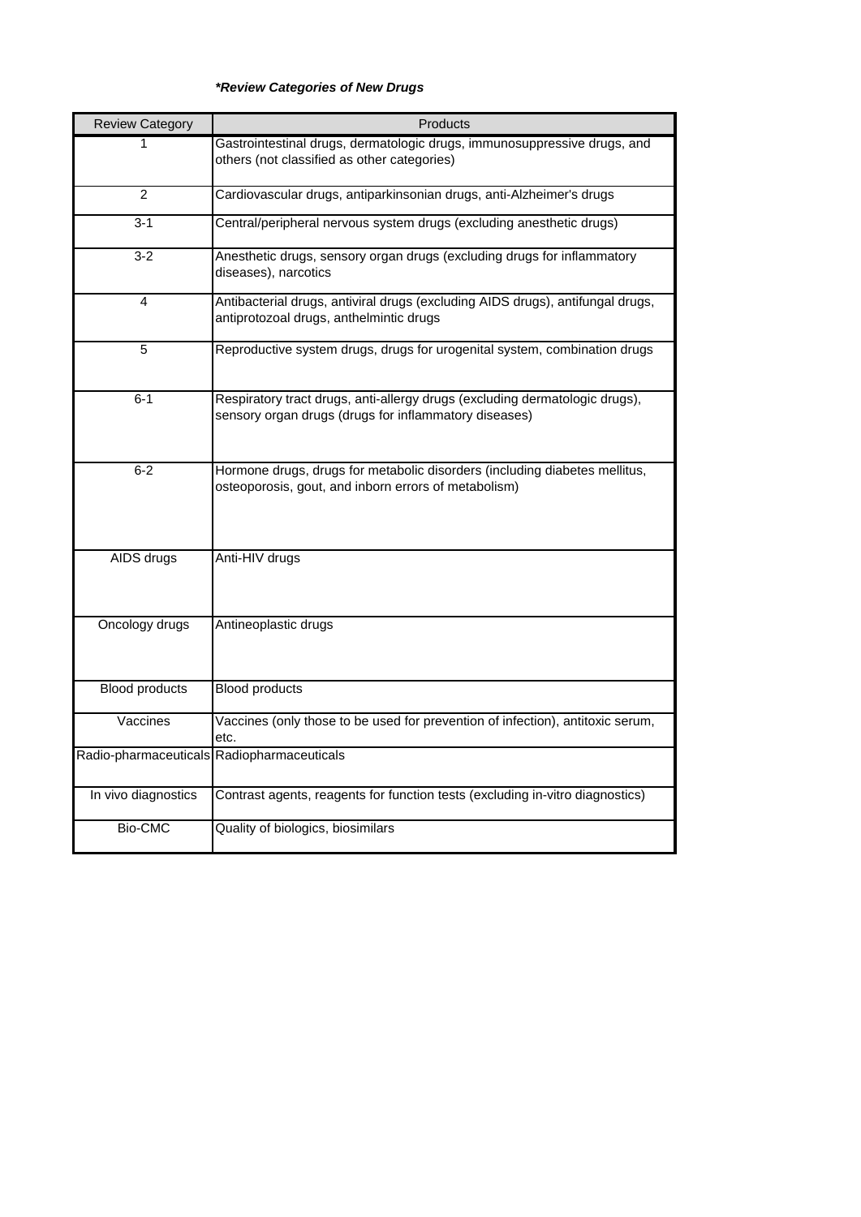***Review Categories of New Drugs**

| Review Category | Products |
|---|---|
| 1 | Gastrointestinal drugs, dermatologic drugs, immunosuppressive drugs, and others (not classified as other categories) |
| 2 | Cardiovascular drugs, antiparkinsonian drugs, anti-Alzheimer's drugs |
| 3-1 | Central/peripheral nervous system drugs (excluding anesthetic drugs) |
| 3-2 | Anesthetic drugs, sensory organ drugs (excluding drugs for inflammatory diseases), narcotics |
| 4 | Antibacterial drugs, antiviral drugs (excluding AIDS drugs), antifungal drugs, antiprotozoal drugs, anthelmintic drugs |
| 5 | Reproductive system drugs, drugs for urogenital system, combination drugs |
| 6-1 | Respiratory tract drugs, anti-allergy drugs (excluding dermatologic drugs), sensory organ drugs (drugs for inflammatory diseases) |
| 6-2 | Hormone drugs, drugs for metabolic disorders (including diabetes mellitus, osteoporosis, gout, and inborn errors of metabolism) |
| AIDS drugs | Anti-HIV drugs |
| Oncology drugs | Antineoplastic drugs |
| Blood products | Blood products |
| Vaccines | Vaccines (only those to be used for prevention of infection), antitoxic serum, etc. |
| Radio-pharmaceuticals | Radiopharmaceuticals |
| In vivo diagnostics | Contrast agents, reagents for function tests (excluding in-vitro diagnostics) |
| Bio-CMC | Quality of biologics, biosimilars |